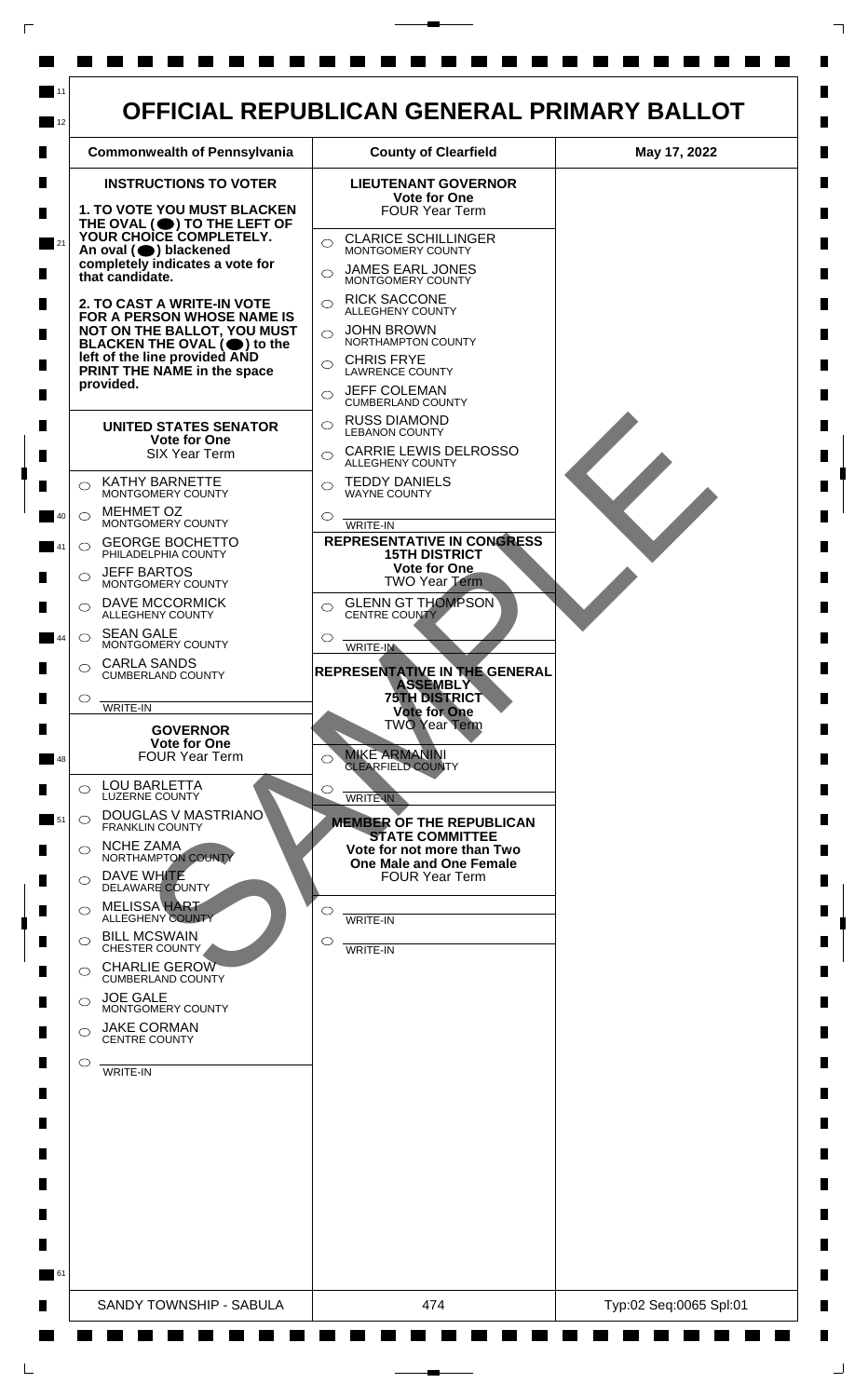# OFFICIAL REPUBLICAN GENERAL PRIMARY BALLOT

| Commonwealth of Pennsylvania | County of Clearfield | May 17, 2022 |
|---|---|---|

SAMPLE

## INSTRUCTIONS TO VOTER

**1. TO VOTE YOU MUST BLACKEN THE OVAL (●) TO THE LEFT OF YOUR CHOICE COMPLETELY. An oval (●) blackened completely indicates a vote for that candidate.**

**2. TO CAST A WRITE-IN VOTE FOR A PERSON WHOSE NAME IS NOT ON THE BALLOT, YOU MUST BLACKEN THE OVAL (●) to the left of the line provided AND PRINT THE NAME in the space provided.**

### UNITED STATES SENATOR
**Vote for One**
SIX Year Term

- ◯ KATHY BARNETTE — MONTGOMERY COUNTY
- ◯ MEHMET OZ — MONTGOMERY COUNTY
- ◯ GEORGE BOCHETTO — PHILADELPHIA COUNTY
- ◯ JEFF BARTOS — MONTGOMERY COUNTY
- ◯ DAVE MCCORMICK — ALLEGHENY COUNTY
- ◯ SEAN GALE — MONTGOMERY COUNTY
- ◯ CARLA SANDS — CUMBERLAND COUNTY
- ◯ ________ WRITE-IN

### GOVERNOR
**Vote for One**
FOUR Year Term

- ◯ LOU BARLETTA — LUZERNE COUNTY
- ◯ DOUGLAS V MASTRIANO — FRANKLIN COUNTY
- ◯ NCHE ZAMA — NORTHAMPTON COUNTY
- ◯ DAVE WHITE — DELAWARE COUNTY
- ◯ MELISSA HART — ALLEGHENY COUNTY
- ◯ BILL MCSWAIN — CHESTER COUNTY
- ◯ CHARLIE GEROW — CUMBERLAND COUNTY
- ◯ JOE GALE — MONTGOMERY COUNTY
- ◯ JAKE CORMAN — CENTRE COUNTY
- ◯ ________ WRITE-IN

### LIEUTENANT GOVERNOR
**Vote for One**
FOUR Year Term

- ◯ CLARICE SCHILLINGER — MONTGOMERY COUNTY
- ◯ JAMES EARL JONES — MONTGOMERY COUNTY
- ◯ RICK SACCONE — ALLEGHENY COUNTY
- ◯ JOHN BROWN — NORTHAMPTON COUNTY
- ◯ CHRIS FRYE — LAWRENCE COUNTY
- ◯ JEFF COLEMAN — CUMBERLAND COUNTY
- ◯ RUSS DIAMOND — LEBANON COUNTY
- ◯ CARRIE LEWIS DELROSSO — ALLEGHENY COUNTY
- ◯ TEDDY DANIELS — WAYNE COUNTY
- ◯ ________ WRITE-IN

### REPRESENTATIVE IN CONGRESS 15TH DISTRICT
**Vote for One**
TWO Year Term

- ◯ GLENN GT THOMPSON — CENTRE COUNTY
- ◯ ________ WRITE-IN

### REPRESENTATIVE IN THE GENERAL ASSEMBLY 75TH DISTRICT
**Vote for One**
TWO Year Term

- ◯ MIKE ARMANINI — CLEARFIELD COUNTY
- ◯ ________ WRITE-IN

### MEMBER OF THE REPUBLICAN STATE COMMITTEE
**Vote for not more than Two One Male and One Female**
FOUR Year Term

- ◯ ________ WRITE-IN
- ◯ ________ WRITE-IN

| SANDY TOWNSHIP - SABULA | 474 | Typ:02 Seq:0065 Spl:01 |
|---|---|---|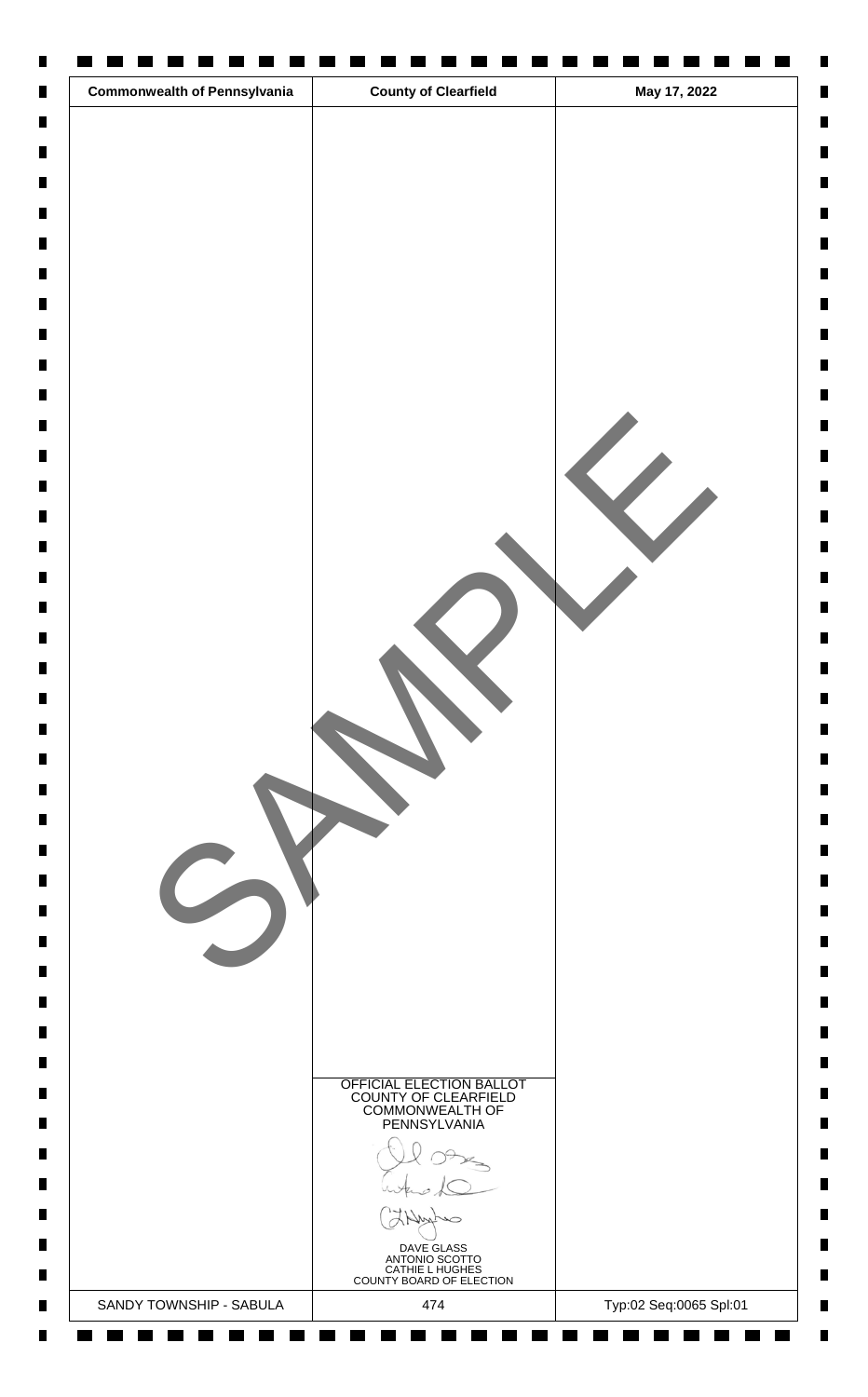| Commonwealth of Pennsylvania | County of Clearfield | May 17, 2022 |
| --- | --- | --- |

SAMPLE

OFFICIAL ELECTION BALLOT
COUNTY OF CLEARFIELD
COMMONWEALTH OF
PENNSYLVANIA

DAVE GLASS
ANTONIO SCOTTO
CATHIE L HUGHES
COUNTY BOARD OF ELECTION

| SANDY TOWNSHIP - SABULA | 474 | Typ:02 Seq:0065 Spl:01 |
| --- | --- | --- |